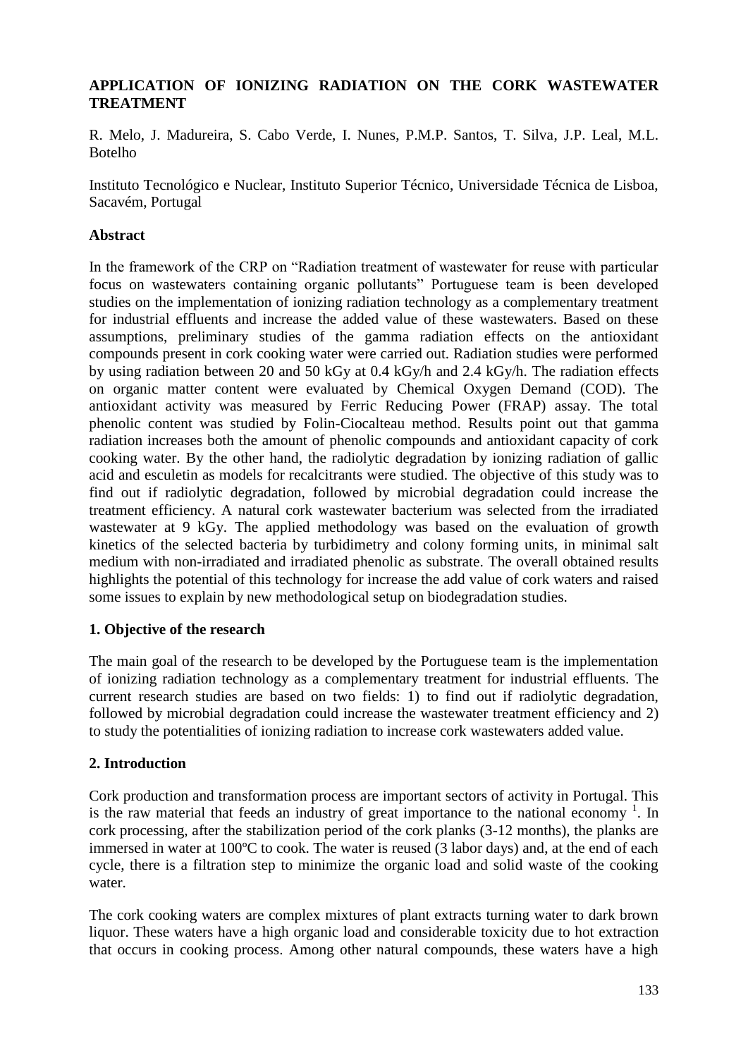# APPLICATION OF IONIZING RADIATION ON THE CORK WASTEWATER TREATMENT

R. Melo, J. Madureira, S. Cabo Verde, I. Nunes, P.M.P. Santos, T. Silva, J.P. Leal, M.L. Botelho

Instituto Tecnológico e Nuclear, Instituto Superior Técnico, Universidade Técnica de Lisboa, Sacavém, Portugal

## Abstract

In the framework of the CRP on "Radiation treatment of wastewater for reuse with particular focus on wastewaters containing organic pollutants" Portuguese team is been developed studies on the implementation of ionizing radiation technology as a complementary treatment for industrial effluents and increase the added value of these wastewaters. Based on these assumptions, preliminary studies of the gamma radiation effects on the antioxidant compounds present in cork cooking water were carried out. Radiation studies were performed by using radiation between 20 and 50 kGy at 0.4 kGy/h and 2.4 kGy/h. The radiation effects on organic matter content were evaluated by Chemical Oxygen Demand (COD). The antioxidant activity was measured by Ferric Reducing Power (FRAP) assay. The total phenolic content was studied by Folin-Ciocalteau method. Results point out that gamma radiation increases both the amount of phenolic compounds and antioxidant capacity of cork cooking water. By the other hand, the radiolytic degradation by ionizing radiation of gallic acid and esculetin as models for recalcitrants were studied. The objective of this study was to find out if radiolytic degradation, followed by microbial degradation could increase the treatment efficiency. A natural cork wastewater bacterium was selected from the irradiated wastewater at 9 kGy. The applied methodology was based on the evaluation of growth kinetics of the selected bacteria by turbidimetry and colony forming units, in minimal salt medium with non-irradiated and irradiated phenolic as substrate. The overall obtained results highlights the potential of this technology for increase the add value of cork waters and raised some issues to explain by new methodological setup on biodegradation studies.

## 1. Objective of the research

The main goal of the research to be developed by the Portuguese team is the implementation of ionizing radiation technology as a complementary treatment for industrial effluents. The current research studies are based on two fields: 1) to find out if radiolytic degradation, followed by microbial degradation could increase the wastewater treatment efficiency and 2) to study the potentialities of ionizing radiation to increase cork wastewaters added value.

## 2. Introduction

Cork production and transformation process are important sectors of activity in Portugal. This is the raw material that feeds an industry of great importance to the national economy [1]. In cork processing, after the stabilization period of the cork planks (3-12 months), the planks are immersed in water at 100ºC to cook. The water is reused (3 labor days) and, at the end of each cycle, there is a filtration step to minimize the organic load and solid waste of the cooking water.

The cork cooking waters are complex mixtures of plant extracts turning water to dark brown liquor. These waters have a high organic load and considerable toxicity due to hot extraction that occurs in cooking process. Among other natural compounds, these waters have a high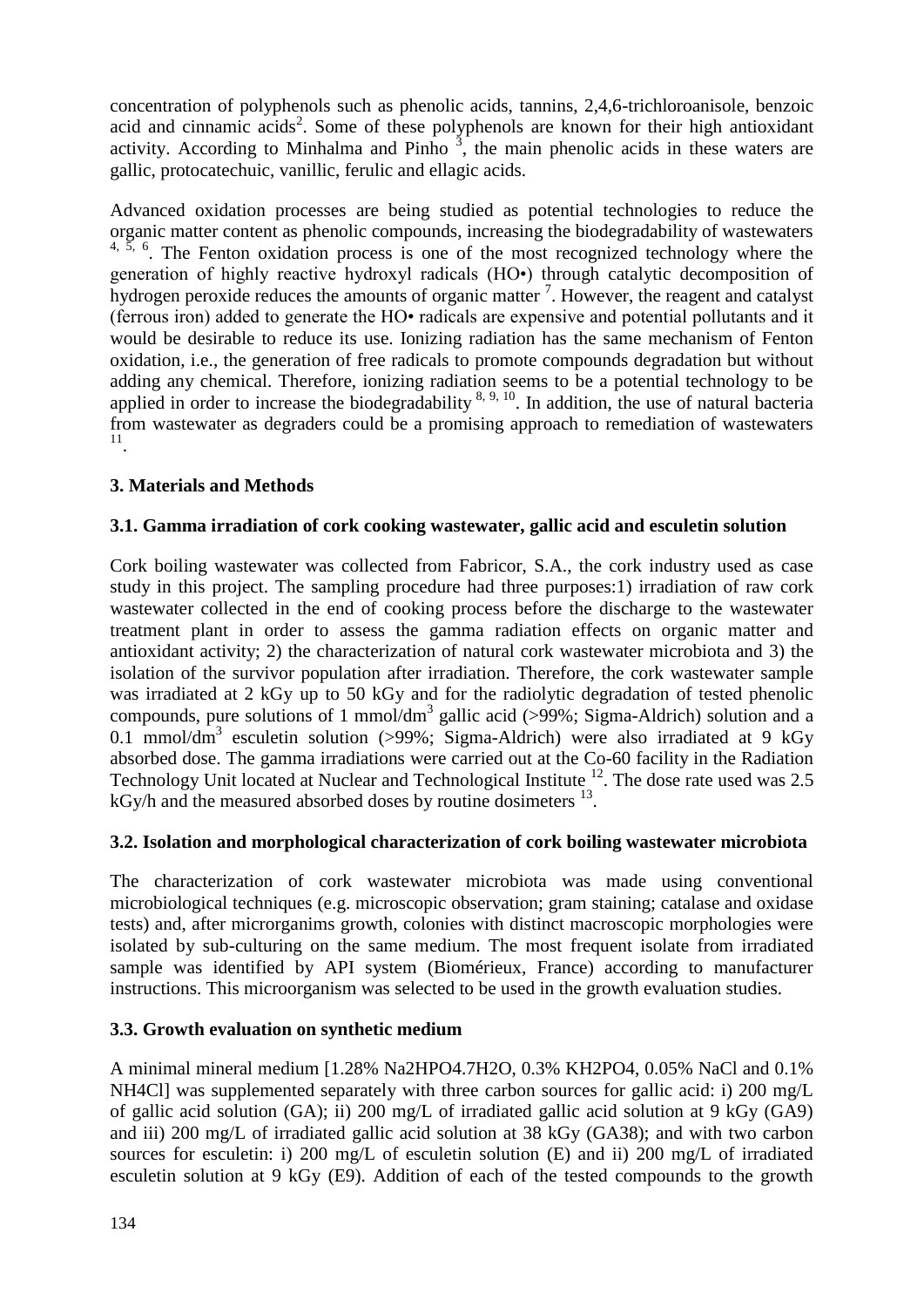concentration of polyphenols such as phenolic acids, tannins, 2,4,6-trichloroanisole, benzoic acid and cinnamic acids[2]. Some of these polyphenols are known for their high antioxidant activity. According to Minhalma and Pinho [3], the main phenolic acids in these waters are gallic, protocatechuic, vanillic, ferulic and ellagic acids.

Advanced oxidation processes are being studied as potential technologies to reduce the organic matter content as phenolic compounds, increasing the biodegradability of wastewaters [4, 5, 6]. The Fenton oxidation process is one of the most recognized technology where the generation of highly reactive hydroxyl radicals (HO•) through catalytic decomposition of hydrogen peroxide reduces the amounts of organic matter [7]. However, the reagent and catalyst (ferrous iron) added to generate the HO• radicals are expensive and potential pollutants and it would be desirable to reduce its use. Ionizing radiation has the same mechanism of Fenton oxidation, i.e., the generation of free radicals to promote compounds degradation but without adding any chemical. Therefore, ionizing radiation seems to be a potential technology to be applied in order to increase the biodegradability [8, 9, 10]. In addition, the use of natural bacteria from wastewater as degraders could be a promising approach to remediation of wastewaters [11].

## 3. Materials and Methods

### 3.1. Gamma irradiation of cork cooking wastewater, gallic acid and esculetin solution

Cork boiling wastewater was collected from Fabricor, S.A., the cork industry used as case study in this project. The sampling procedure had three purposes:1) irradiation of raw cork wastewater collected in the end of cooking process before the discharge to the wastewater treatment plant in order to assess the gamma radiation effects on organic matter and antioxidant activity; 2) the characterization of natural cork wastewater microbiota and 3) the isolation of the survivor population after irradiation. Therefore, the cork wastewater sample was irradiated at 2 kGy up to 50 kGy and for the radiolytic degradation of tested phenolic compounds, pure solutions of 1 mmol/dm$^3$ gallic acid (>99%; Sigma-Aldrich) solution and a 0.1 mmol/dm$^3$ esculetin solution (>99%; Sigma-Aldrich) were also irradiated at 9 kGy absorbed dose. The gamma irradiations were carried out at the Co-60 facility in the Radiation Technology Unit located at Nuclear and Technological Institute [12]. The dose rate used was 2.5 kGy/h and the measured absorbed doses by routine dosimeters [13].

### 3.2. Isolation and morphological characterization of cork boiling wastewater microbiota

The characterization of cork wastewater microbiota was made using conventional microbiological techniques (e.g. microscopic observation; gram staining; catalase and oxidase tests) and, after microrganims growth, colonies with distinct macroscopic morphologies were isolated by sub-culturing on the same medium. The most frequent isolate from irradiated sample was identified by API system (Biomérieux, France) according to manufacturer instructions. This microorganism was selected to be used in the growth evaluation studies.

### 3.3. Growth evaluation on synthetic medium

A minimal mineral medium [1.28% $Na_2HPO_4.7H_2O$, 0.3% $KH_2PO_4$, 0.05% NaCl and 0.1% $NH_4Cl$] was supplemented separately with three carbon sources for gallic acid: i) 200 mg/L of gallic acid solution (GA); ii) 200 mg/L of irradiated gallic acid solution at 9 kGy (GA9) and iii) 200 mg/L of irradiated gallic acid solution at 38 kGy (GA38); and with two carbon sources for esculetin: i) 200 mg/L of esculetin solution (E) and ii) 200 mg/L of irradiated esculetin solution at 9 kGy (E9). Addition of each of the tested compounds to the growth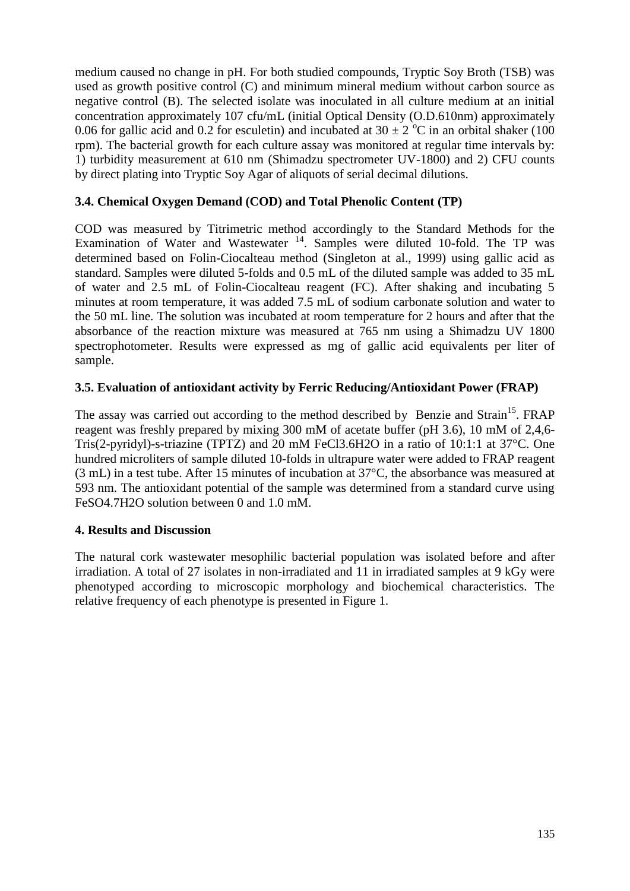medium caused no change in pH. For both studied compounds, Tryptic Soy Broth (TSB) was used as growth positive control (C) and minimum mineral medium without carbon source as negative control (B). The selected isolate was inoculated in all culture medium at an initial concentration approximately 107 cfu/mL (initial Optical Density (O.D.610nm) approximately 0.06 for gallic acid and 0.2 for esculetin) and incubated at $30 \pm 2$ °C in an orbital shaker (100 rpm). The bacterial growth for each culture assay was monitored at regular time intervals by: 1) turbidity measurement at 610 nm (Shimadzu spectrometer UV-1800) and 2) CFU counts by direct plating into Tryptic Soy Agar of aliquots of serial decimal dilutions.

### 3.4. Chemical Oxygen Demand (COD) and Total Phenolic Content (TP)

COD was measured by Titrimetric method accordingly to the Standard Methods for the Examination of Water and Wastewater [14]. Samples were diluted 10-fold. The TP was determined based on Folin-Ciocalteau method (Singleton at al., 1999) using gallic acid as standard. Samples were diluted 5-folds and 0.5 mL of the diluted sample was added to 35 mL of water and 2.5 mL of Folin-Ciocalteau reagent (FC). After shaking and incubating 5 minutes at room temperature, it was added 7.5 mL of sodium carbonate solution and water to the 50 mL line. The solution was incubated at room temperature for 2 hours and after that the absorbance of the reaction mixture was measured at 765 nm using a Shimadzu UV 1800 spectrophotometer. Results were expressed as mg of gallic acid equivalents per liter of sample.

### 3.5. Evaluation of antioxidant activity by Ferric Reducing/Antioxidant Power (FRAP)

The assay was carried out according to the method described by Benzie and Strain[15]. FRAP reagent was freshly prepared by mixing 300 mM of acetate buffer (pH 3.6), 10 mM of 2,4,6-Tris(2-pyridyl)-s-triazine (TPTZ) and 20 mM $FeCl_3.6H_2O$ in a ratio of 10:1:1 at 37°C. One hundred microliters of sample diluted 10-folds in ultrapure water were added to FRAP reagent (3 mL) in a test tube. After 15 minutes of incubation at 37°C, the absorbance was measured at 593 nm. The antioxidant potential of the sample was determined from a standard curve using $FeSO_4.7H_2O$ solution between 0 and 1.0 mM.

## 4. Results and Discussion

The natural cork wastewater mesophilic bacterial population was isolated before and after irradiation. A total of 27 isolates in non-irradiated and 11 in irradiated samples at 9 kGy were phenotyped according to microscopic morphology and biochemical characteristics. The relative frequency of each phenotype is presented in Figure 1.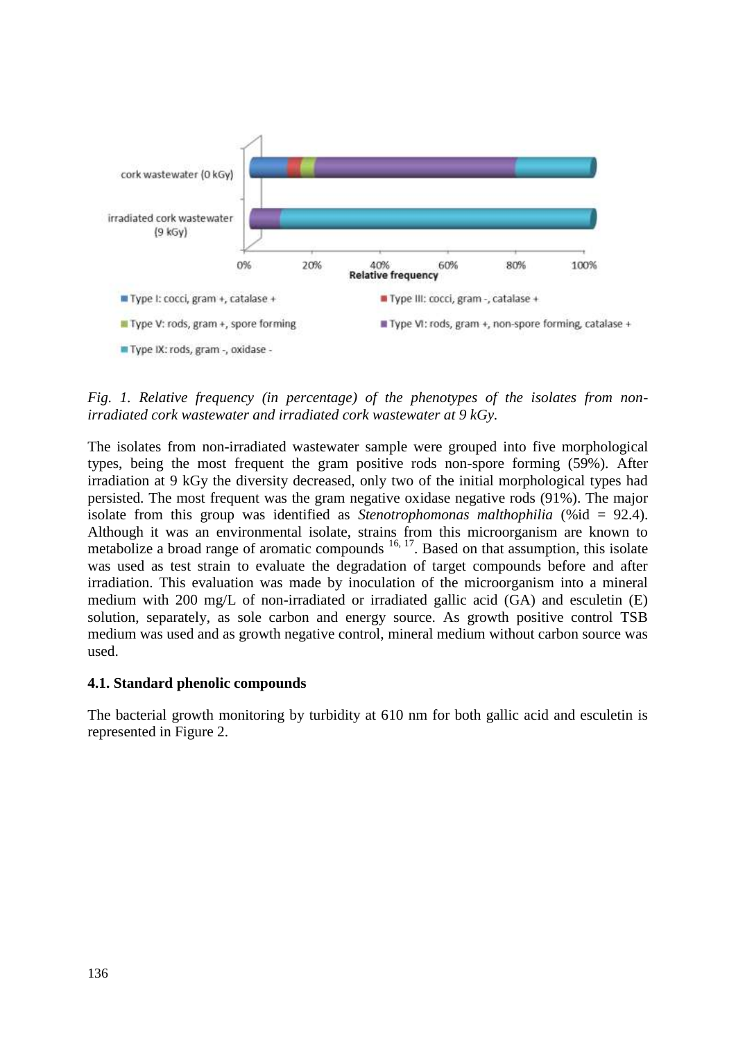*Fig. 1. Relative frequency (in percentage) of the phenotypes of the isolates from non-irradiated cork wastewater and irradiated cork wastewater at 9 kGy.*

The isolates from non-irradiated wastewater sample were grouped into five morphological types, being the most frequent the gram positive rods non-spore forming (59%). After irradiation at 9 kGy the diversity decreased, only two of the initial morphological types had persisted. The most frequent was the gram negative oxidase negative rods (91%). The major isolate from this group was identified as *Stenotrophomonas malthophilia* (%id = 92.4). Although it was an environmental isolate, strains from this microorganism are known to metabolize a broad range of aromatic compounds [16, 17]. Based on that assumption, this isolate was used as test strain to evaluate the degradation of target compounds before and after irradiation. This evaluation was made by inoculation of the microorganism into a mineral medium with 200 mg/L of non-irradiated or irradiated gallic acid (GA) and esculetin (E) solution, separately, as sole carbon and energy source. As growth positive control TSB medium was used and as growth negative control, mineral medium without carbon source was used.

### 4.1. Standard phenolic compounds

The bacterial growth monitoring by turbidity at 610 nm for both gallic acid and esculetin is represented in Figure 2.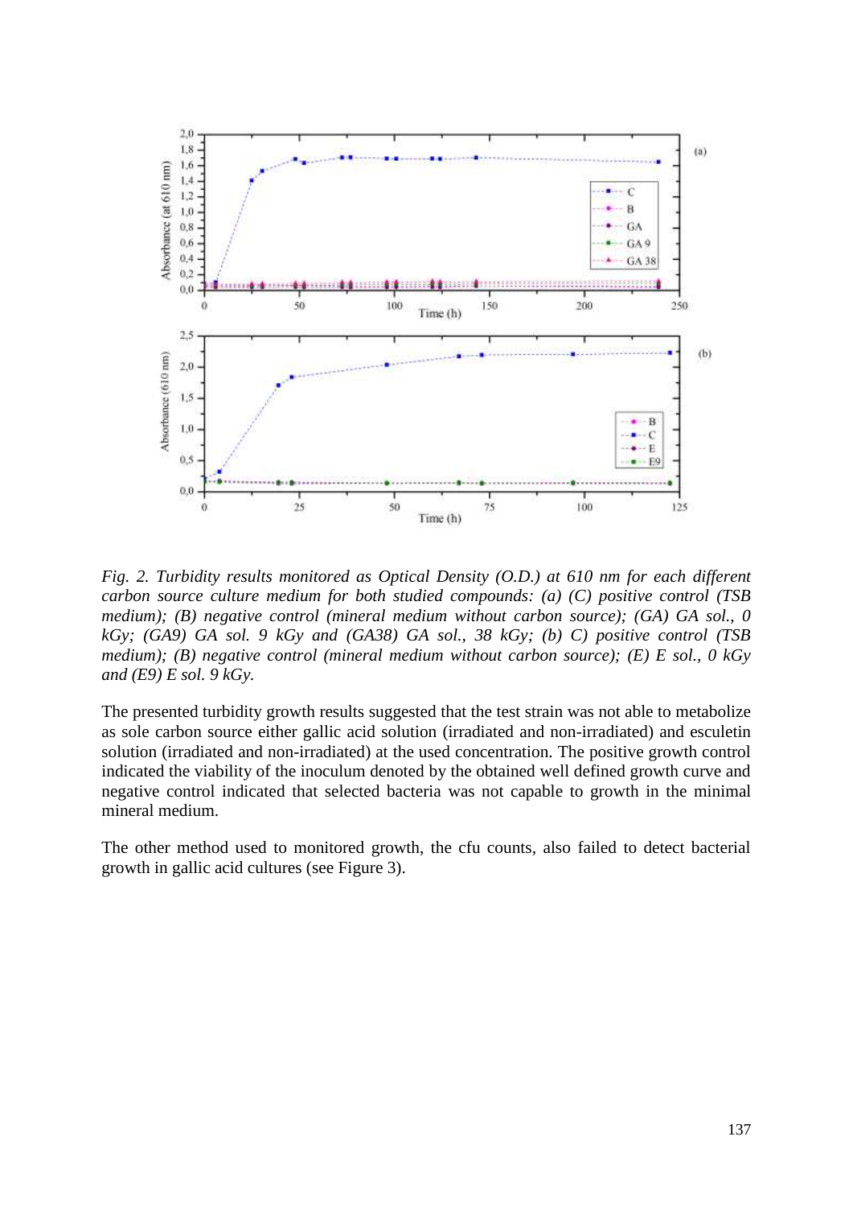*Fig. 2. Turbidity results monitored as Optical Density (O.D.) at 610 nm for each different carbon source culture medium for both studied compounds: (a) (C) positive control (TSB medium); (B) negative control (mineral medium without carbon source); (GA) GA sol., 0 kGy; (GA9) GA sol. 9 kGy and (GA38) GA sol., 38 kGy; (b) C) positive control (TSB medium); (B) negative control (mineral medium without carbon source); (E) E sol., 0 kGy and (E9) E sol. 9 kGy.*

The presented turbidity growth results suggested that the test strain was not able to metabolize as sole carbon source either gallic acid solution (irradiated and non-irradiated) and esculetin solution (irradiated and non-irradiated) at the used concentration. The positive growth control indicated the viability of the inoculum denoted by the obtained well defined growth curve and negative control indicated that selected bacteria was not capable to growth in the minimal mineral medium.

The other method used to monitored growth, the cfu counts, also failed to detect bacterial growth in gallic acid cultures (see Figure 3).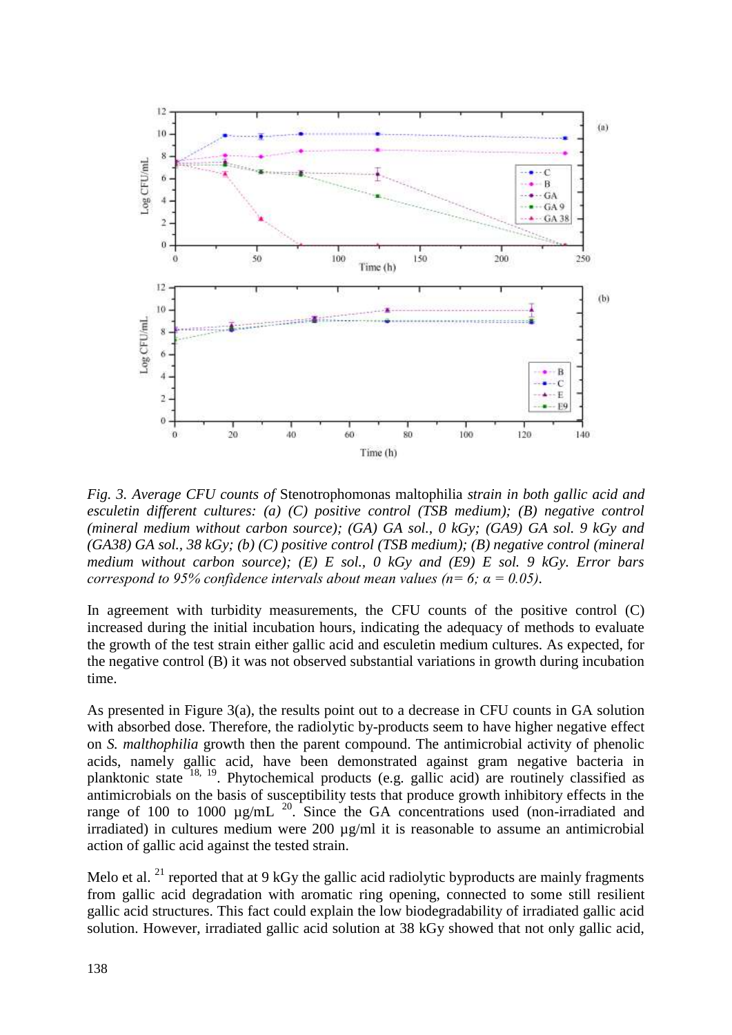*Fig. 3. Average CFU counts of* Stenotrophomonas maltophilia *strain in both gallic acid and esculetin different cultures: (a) (C) positive control (TSB medium); (B) negative control (mineral medium without carbon source); (GA) GA sol., 0 kGy; (GA9) GA sol. 9 kGy and (GA38) GA sol., 38 kGy; (b) (C) positive control (TSB medium); (B) negative control (mineral medium without carbon source); (E) E sol., 0 kGy and (E9) E sol. 9 kGy. Error bars correspond to 95% confidence intervals about mean values (n= 6; α = 0.05).*

In agreement with turbidity measurements, the CFU counts of the positive control (C) increased during the initial incubation hours, indicating the adequacy of methods to evaluate the growth of the test strain either gallic acid and esculetin medium cultures. As expected, for the negative control (B) it was not observed substantial variations in growth during incubation time.

As presented in Figure 3(a), the results point out to a decrease in CFU counts in GA solution with absorbed dose. Therefore, the radiolytic by-products seem to have higher negative effect on *S. malthophilia* growth then the parent compound. The antimicrobial activity of phenolic acids, namely gallic acid, have been demonstrated against gram negative bacteria in planktonic state [18, 19]. Phytochemical products (e.g. gallic acid) are routinely classified as antimicrobials on the basis of susceptibility tests that produce growth inhibitory effects in the range of 100 to 1000 µg/mL [20]. Since the GA concentrations used (non-irradiated and irradiated) in cultures medium were 200 µg/ml it is reasonable to assume an antimicrobial action of gallic acid against the tested strain.

Melo et al. [21] reported that at 9 kGy the gallic acid radiolytic byproducts are mainly fragments from gallic acid degradation with aromatic ring opening, connected to some still resilient gallic acid structures. This fact could explain the low biodegradability of irradiated gallic acid solution. However, irradiated gallic acid solution at 38 kGy showed that not only gallic acid,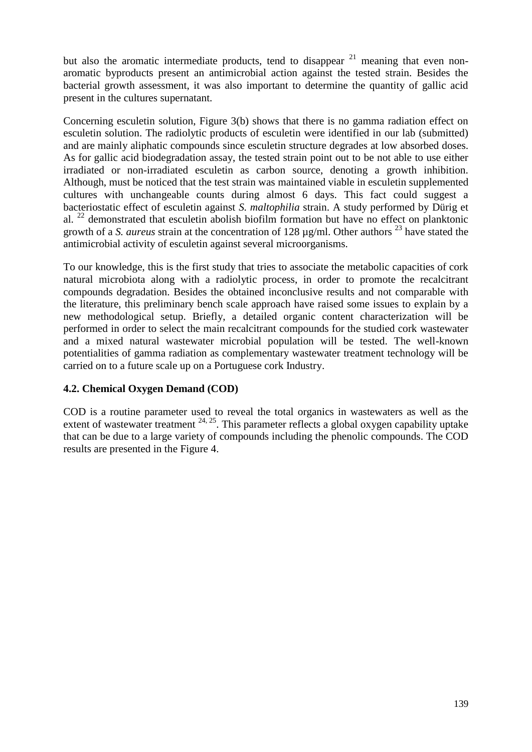but also the aromatic intermediate products, tend to disappear [21] meaning that even non-aromatic byproducts present an antimicrobial action against the tested strain. Besides the bacterial growth assessment, it was also important to determine the quantity of gallic acid present in the cultures supernatant.

Concerning esculetin solution, Figure 3(b) shows that there is no gamma radiation effect on esculetin solution. The radiolytic products of esculetin were identified in our lab (submitted) and are mainly aliphatic compounds since esculetin structure degrades at low absorbed doses. As for gallic acid biodegradation assay, the tested strain point out to be not able to use either irradiated or non-irradiated esculetin as carbon source, denoting a growth inhibition. Although, must be noticed that the test strain was maintained viable in esculetin supplemented cultures with unchangeable counts during almost 6 days. This fact could suggest a bacteriostatic effect of esculetin against *S. maltophilia* strain. A study performed by Dürig et al. [22] demonstrated that esculetin abolish biofilm formation but have no effect on planktonic growth of a *S. aureus* strain at the concentration of 128 µg/ml. Other authors [23] have stated the antimicrobial activity of esculetin against several microorganisms.

To our knowledge, this is the first study that tries to associate the metabolic capacities of cork natural microbiota along with a radiolytic process, in order to promote the recalcitrant compounds degradation. Besides the obtained inconclusive results and not comparable with the literature, this preliminary bench scale approach have raised some issues to explain by a new methodological setup. Briefly, a detailed organic content characterization will be performed in order to select the main recalcitrant compounds for the studied cork wastewater and a mixed natural wastewater microbial population will be tested. The well-known potentialities of gamma radiation as complementary wastewater treatment technology will be carried on to a future scale up on a Portuguese cork Industry.

### 4.2. Chemical Oxygen Demand (COD)

COD is a routine parameter used to reveal the total organics in wastewaters as well as the extent of wastewater treatment [24, 25]. This parameter reflects a global oxygen capability uptake that can be due to a large variety of compounds including the phenolic compounds. The COD results are presented in the Figure 4.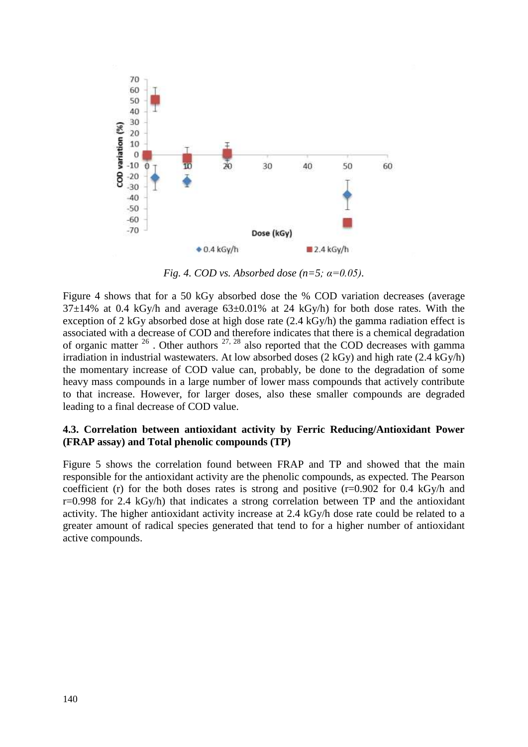*Fig. 4. COD vs. Absorbed dose (n=5; α=0.05).*

Figure 4 shows that for a 50 kGy absorbed dose the % COD variation decreases (average 37±14% at 0.4 kGy/h and average 63±0.01% at 24 kGy/h) for both dose rates. With the exception of 2 kGy absorbed dose at high dose rate (2.4 kGy/h) the gamma radiation effect is associated with a decrease of COD and therefore indicates that there is a chemical degradation of organic matter [26] . Other authors [27, 28] also reported that the COD decreases with gamma irradiation in industrial wastewaters. At low absorbed doses (2 kGy) and high rate (2.4 kGy/h) the momentary increase of COD value can, probably, be done to the degradation of some heavy mass compounds in a large number of lower mass compounds that actively contribute to that increase. However, for larger doses, also these smaller compounds are degraded leading to a final decrease of COD value.

### 4.3. Correlation between antioxidant activity by Ferric Reducing/Antioxidant Power (FRAP assay) and Total phenolic compounds (TP)

Figure 5 shows the correlation found between FRAP and TP and showed that the main responsible for the antioxidant activity are the phenolic compounds, as expected. The Pearson coefficient (r) for the both doses rates is strong and positive (r=0.902 for 0.4 kGy/h and r=0.998 for 2.4 kGy/h) that indicates a strong correlation between TP and the antioxidant activity. The higher antioxidant activity increase at 2.4 kGy/h dose rate could be related to a greater amount of radical species generated that tend to for a higher number of antioxidant active compounds.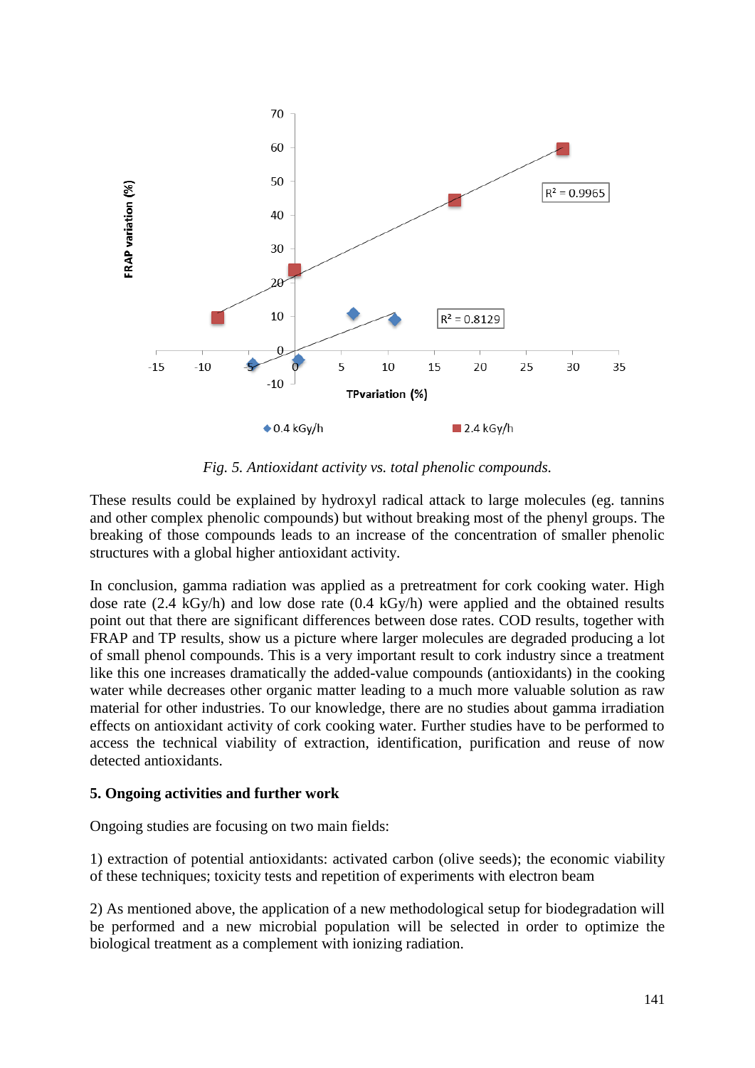*Fig. 5. Antioxidant activity vs. total phenolic compounds.*

These results could be explained by hydroxyl radical attack to large molecules (eg. tannins and other complex phenolic compounds) but without breaking most of the phenyl groups. The breaking of those compounds leads to an increase of the concentration of smaller phenolic structures with a global higher antioxidant activity.

In conclusion, gamma radiation was applied as a pretreatment for cork cooking water. High dose rate (2.4 kGy/h) and low dose rate (0.4 kGy/h) were applied and the obtained results point out that there are significant differences between dose rates. COD results, together with FRAP and TP results, show us a picture where larger molecules are degraded producing a lot of small phenol compounds. This is a very important result to cork industry since a treatment like this one increases dramatically the added-value compounds (antioxidants) in the cooking water while decreases other organic matter leading to a much more valuable solution as raw material for other industries. To our knowledge, there are no studies about gamma irradiation effects on antioxidant activity of cork cooking water. Further studies have to be performed to access the technical viability of extraction, identification, purification and reuse of now detected antioxidants.

## 5. Ongoing activities and further work

Ongoing studies are focusing on two main fields:

1) extraction of potential antioxidants: activated carbon (olive seeds); the economic viability of these techniques; toxicity tests and repetition of experiments with electron beam

2) As mentioned above, the application of a new methodological setup for biodegradation will be performed and a new microbial population will be selected in order to optimize the biological treatment as a complement with ionizing radiation.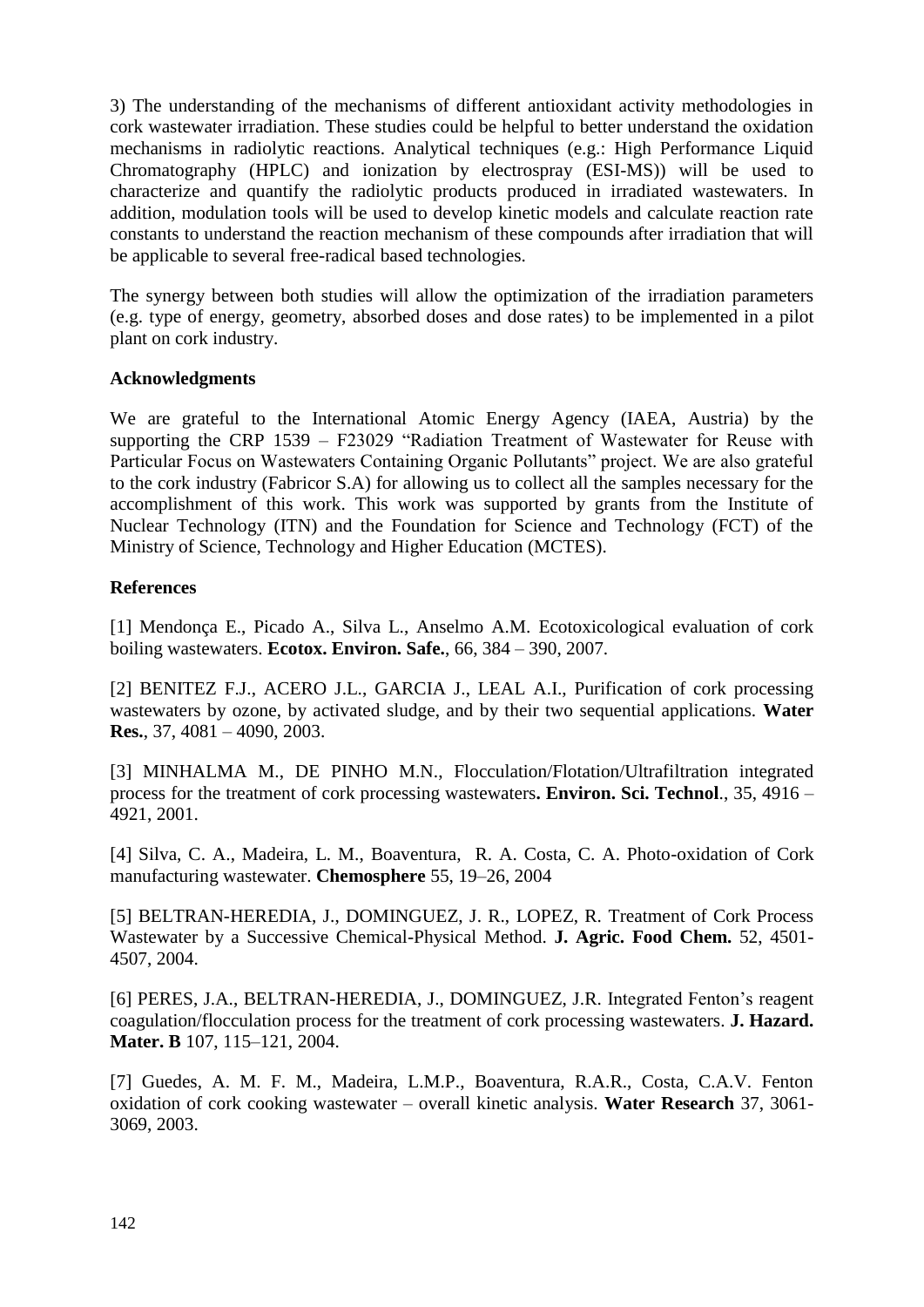3) The understanding of the mechanisms of different antioxidant activity methodologies in cork wastewater irradiation. These studies could be helpful to better understand the oxidation mechanisms in radiolytic reactions. Analytical techniques (e.g.: High Performance Liquid Chromatography (HPLC) and ionization by electrospray (ESI-MS)) will be used to characterize and quantify the radiolytic products produced in irradiated wastewaters. In addition, modulation tools will be used to develop kinetic models and calculate reaction rate constants to understand the reaction mechanism of these compounds after irradiation that will be applicable to several free-radical based technologies.

The synergy between both studies will allow the optimization of the irradiation parameters (e.g. type of energy, geometry, absorbed doses and dose rates) to be implemented in a pilot plant on cork industry.

### Acknowledgments

We are grateful to the International Atomic Energy Agency (IAEA, Austria) by the supporting the CRP 1539 – F23029 "Radiation Treatment of Wastewater for Reuse with Particular Focus on Wastewaters Containing Organic Pollutants" project. We are also grateful to the cork industry (Fabricor S.A) for allowing us to collect all the samples necessary for the accomplishment of this work. This work was supported by grants from the Institute of Nuclear Technology (ITN) and the Foundation for Science and Technology (FCT) of the Ministry of Science, Technology and Higher Education (MCTES).

### References

[1] Mendonça E., Picado A., Silva L., Anselmo A.M. Ecotoxicological evaluation of cork boiling wastewaters. **Ecotox. Environ. Safe.**, 66, 384 – 390, 2007.

[2] BENITEZ F.J., ACERO J.L., GARCIA J., LEAL A.I., Purification of cork processing wastewaters by ozone, by activated sludge, and by their two sequential applications. **Water Res.**, 37, 4081 – 4090, 2003.

[3] MINHALMA M., DE PINHO M.N., Flocculation/Flotation/Ultrafiltration integrated process for the treatment of cork processing wastewaters**. Environ. Sci. Technol**., 35, 4916 – 4921, 2001.

[4] Silva, C. A., Madeira, L. M., Boaventura, R. A. Costa, C. A. Photo-oxidation of Cork manufacturing wastewater. **Chemosphere** 55, 19–26, 2004

[5] BELTRAN-HEREDIA, J., DOMINGUEZ, J. R., LOPEZ, R. Treatment of Cork Process Wastewater by a Successive Chemical-Physical Method. **J. Agric. Food Chem.** 52, 4501-4507, 2004.

[6] PERES, J.A., BELTRAN-HEREDIA, J., DOMINGUEZ, J.R. Integrated Fenton's reagent coagulation/flocculation process for the treatment of cork processing wastewaters. **J. Hazard. Mater. B** 107, 115–121, 2004.

[7] Guedes, A. M. F. M., Madeira, L.M.P., Boaventura, R.A.R., Costa, C.A.V. Fenton oxidation of cork cooking wastewater – overall kinetic analysis. **Water Research** 37, 3061-3069, 2003.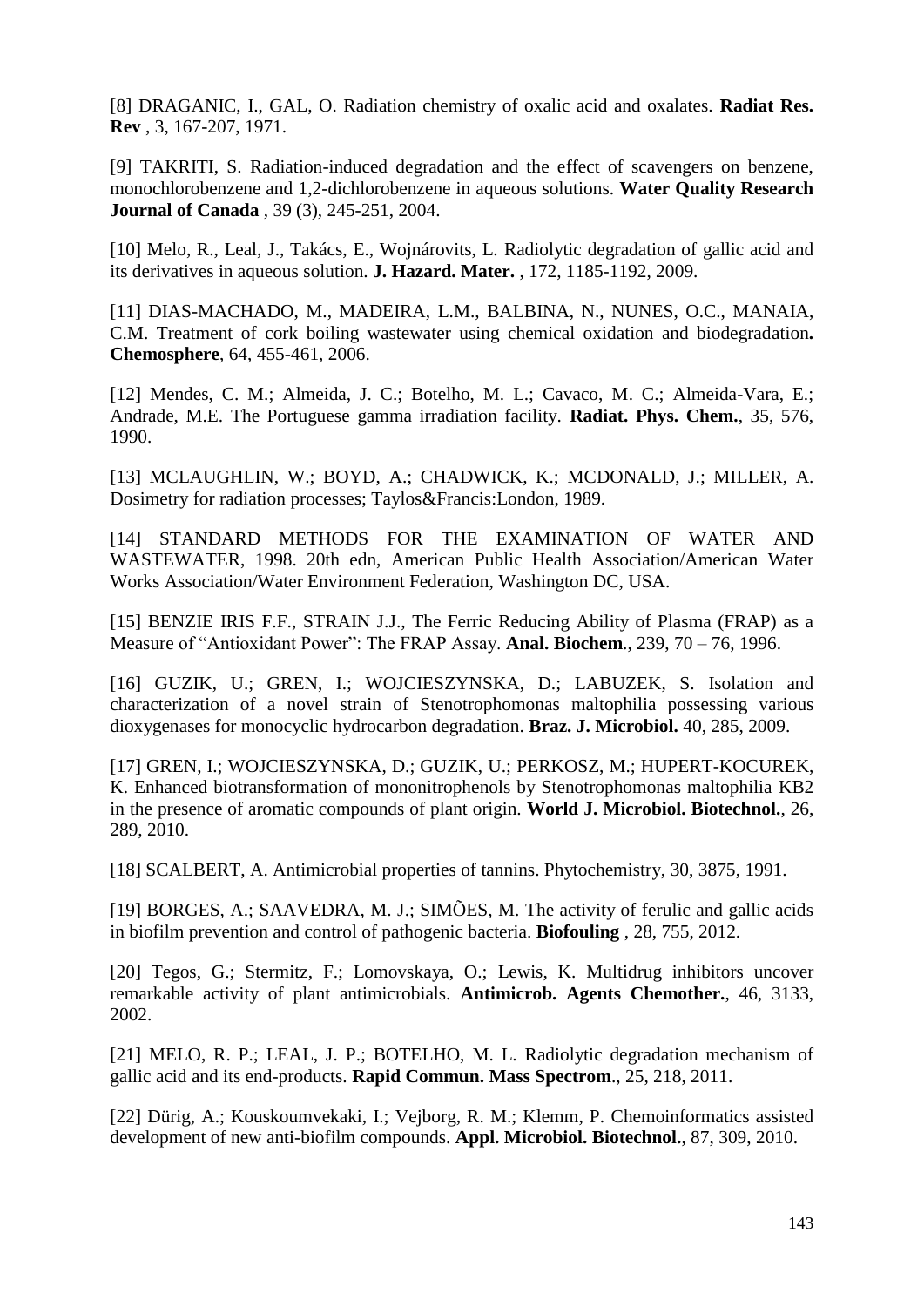[8] DRAGANIC, I., GAL, O. Radiation chemistry of oxalic acid and oxalates. **Radiat Res. Rev** , 3, 167-207, 1971.

[9] TAKRITI, S. Radiation-induced degradation and the effect of scavengers on benzene, monochlorobenzene and 1,2-dichlorobenzene in aqueous solutions. **Water Quality Research Journal of Canada** , 39 (3), 245-251, 2004.

[10] Melo, R., Leal, J., Takács, E., Wojnárovits, L. Radiolytic degradation of gallic acid and its derivatives in aqueous solution. **J. Hazard. Mater.** , 172, 1185-1192, 2009.

[11] DIAS-MACHADO, M., MADEIRA, L.M., BALBINA, N., NUNES, O.C., MANAIA, C.M. Treatment of cork boiling wastewater using chemical oxidation and biodegradation**. Chemosphere**, 64, 455-461, 2006.

[12] Mendes, C. M.; Almeida, J. C.; Botelho, M. L.; Cavaco, M. C.; Almeida-Vara, E.; Andrade, M.E. The Portuguese gamma irradiation facility. **Radiat. Phys. Chem.**, 35, 576, 1990.

[13] MCLAUGHLIN, W.; BOYD, A.; CHADWICK, K.; MCDONALD, J.; MILLER, A. Dosimetry for radiation processes; Taylos&Francis:London, 1989.

[14] STANDARD METHODS FOR THE EXAMINATION OF WATER AND WASTEWATER, 1998. 20th edn, American Public Health Association/American Water Works Association/Water Environment Federation, Washington DC, USA.

[15] BENZIE IRIS F.F., STRAIN J.J., The Ferric Reducing Ability of Plasma (FRAP) as a Measure of "Antioxidant Power": The FRAP Assay. **Anal. Biochem**., 239, 70 – 76, 1996.

[16] GUZIK, U.; GREN, I.; WOJCIESZYNSKA, D.; LABUZEK, S. Isolation and characterization of a novel strain of Stenotrophomonas maltophilia possessing various dioxygenases for monocyclic hydrocarbon degradation. **Braz. J. Microbiol.** 40, 285, 2009.

[17] GREN, I.; WOJCIESZYNSKA, D.; GUZIK, U.; PERKOSZ, M.; HUPERT-KOCUREK, K. Enhanced biotransformation of mononitrophenols by Stenotrophomonas maltophilia KB2 in the presence of aromatic compounds of plant origin. **World J. Microbiol. Biotechnol.**, 26, 289, 2010.

[18] SCALBERT, A. Antimicrobial properties of tannins. Phytochemistry, 30, 3875, 1991.

[19] BORGES, A.; SAAVEDRA, M. J.; SIMÕES, M. The activity of ferulic and gallic acids in biofilm prevention and control of pathogenic bacteria. **Biofouling** , 28, 755, 2012.

[20] Tegos, G.; Stermitz, F.; Lomovskaya, O.; Lewis, K. Multidrug inhibitors uncover remarkable activity of plant antimicrobials. **Antimicrob. Agents Chemother.**, 46, 3133, 2002.

[21] MELO, R. P.; LEAL, J. P.; BOTELHO, M. L. Radiolytic degradation mechanism of gallic acid and its end-products. **Rapid Commun. Mass Spectrom**., 25, 218, 2011.

[22] Dürig, A.; Kouskoumvekaki, I.; Vejborg, R. M.; Klemm, P. Chemoinformatics assisted development of new anti-biofilm compounds. **Appl. Microbiol. Biotechnol.**, 87, 309, 2010.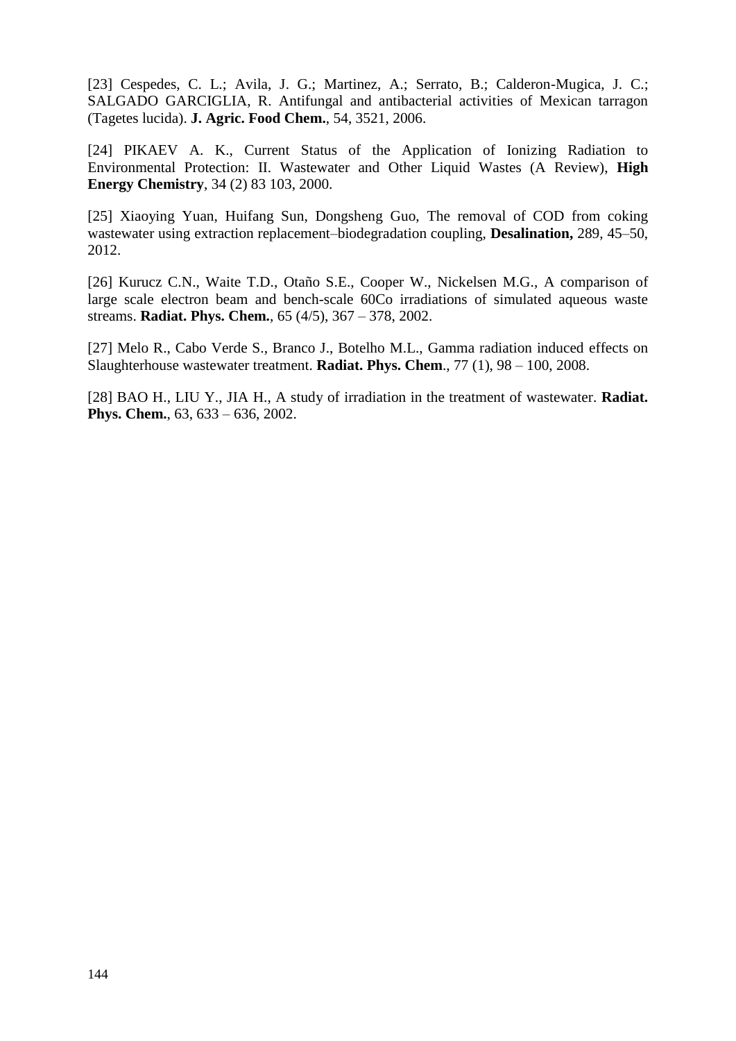[23] Cespedes, C. L.; Avila, J. G.; Martinez, A.; Serrato, B.; Calderon-Mugica, J. C.; SALGADO GARCIGLIA, R. Antifungal and antibacterial activities of Mexican tarragon (Tagetes lucida). **J. Agric. Food Chem.**, 54, 3521, 2006.

[24] PIKAEV A. K., Current Status of the Application of Ionizing Radiation to Environmental Protection: II. Wastewater and Other Liquid Wastes (A Review), **High Energy Chemistry**, 34 (2) 83 103, 2000.

[25] Xiaoying Yuan, Huifang Sun, Dongsheng Guo, The removal of COD from coking wastewater using extraction replacement–biodegradation coupling, **Desalination,** 289, 45–50, 2012.

[26] Kurucz C.N., Waite T.D., Otaño S.E., Cooper W., Nickelsen M.G., A comparison of large scale electron beam and bench-scale 60Co irradiations of simulated aqueous waste streams. **Radiat. Phys. Chem.**, 65 (4/5), 367 – 378, 2002.

[27] Melo R., Cabo Verde S., Branco J., Botelho M.L., Gamma radiation induced effects on Slaughterhouse wastewater treatment. **Radiat. Phys. Chem**., 77 (1), 98 – 100, 2008.

[28] BAO H., LIU Y., JIA H., A study of irradiation in the treatment of wastewater. **Radiat. Phys. Chem.**, 63, 633 – 636, 2002.